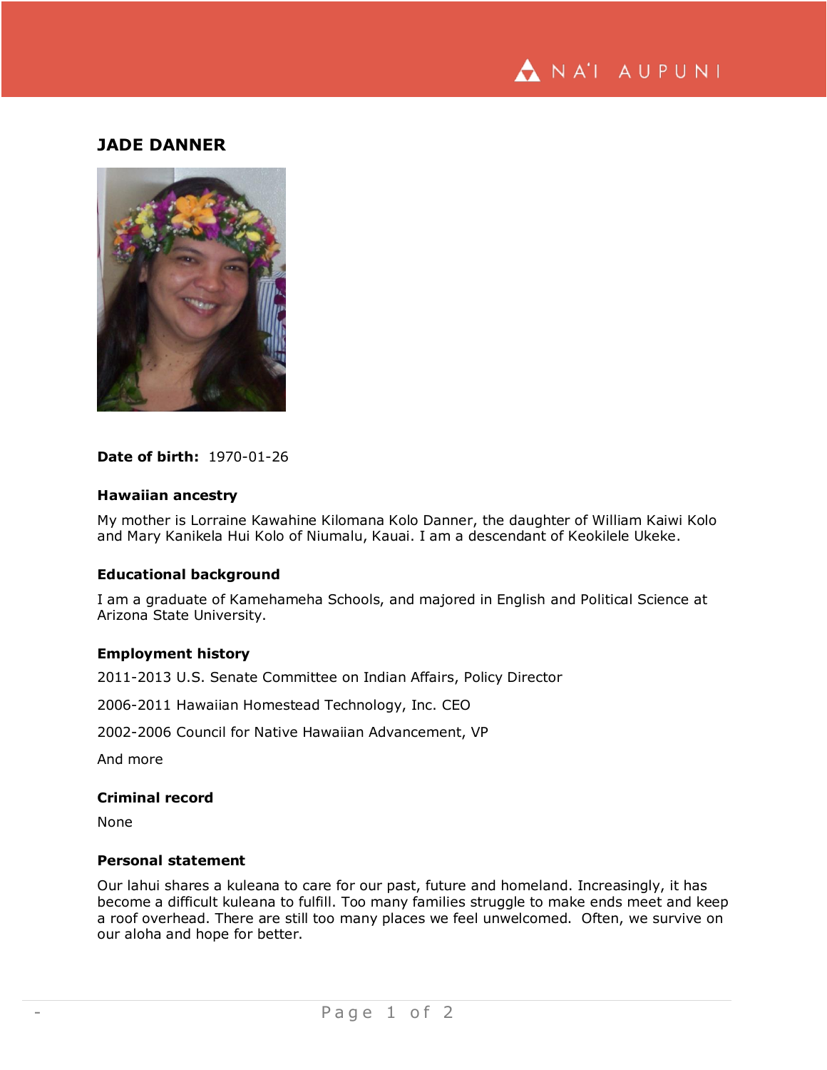# JADE DANNER

**Date of birth:** 1970-01-26

### Hawaiian ancestry

My mother is Lorraine Kawahine Kilomana Kolo Danner, the daughter of William Kaiwi Kolo and Mary Kanikela Hui Kolo of Niumalu, Kauai. I am a descendant of Keokilele Ukeke.

### Educational background

I am a graduate of Kamehameha Schools, and majored in English and Political Science at Arizona State University.

### Employment history

2011-2013 U.S. Senate Committee on Indian Affairs, Policy Director

2006-2011 Hawaiian Homestead Technology, Inc. CEO

2002-2006 Council for Native Hawaiian Advancement, VP

And more

### Criminal record

None

### Personal statement

Our lahui shares a kuleana to care for our past, future and homeland. Increasingly, it has become a difficult kuleana to fulfill. Too many families struggle to make ends meet and keep a roof overhead. There are still too many places we feel unwelcomed. Often, we survive on our aloha and hope for better.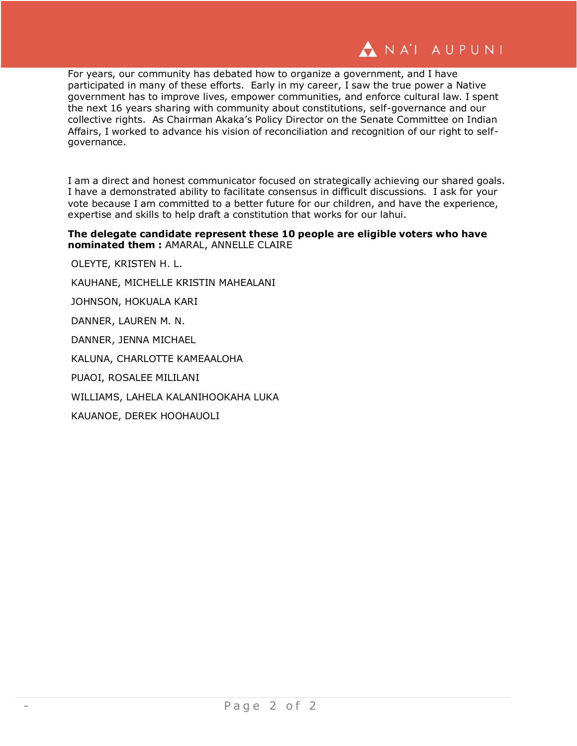For years, our community has debated how to organize a government, and I have participated in many of these efforts. Early in my career, I saw the true power a Native government has to improve lives, empower communities, and enforce cultural law. I spent the next 16 years sharing with community about constitutions, self-governance and our collective rights. As Chairman Akaka's Policy Director on the Senate Committee on Indian Affairs, I worked to advance his vision of reconciliation and recognition of our right to self-governance.

I am a direct and honest communicator focused on strategically achieving our shared goals. I have a demonstrated ability to facilitate consensus in difficult discussions. I ask for your vote because I am committed to a better future for our children, and have the experience, expertise and skills to help draft a constitution that works for our lahui.

**The delegate candidate represent these 10 people are eligible voters who have nominated them :** AMARAL, ANNELLE CLAIRE

OLEYTE, KRISTEN H. L.

KAUHANE, MICHELLE KRISTIN MAHEALANI

JOHNSON, HOKUALA KARI

DANNER, LAUREN M. N.

DANNER, JENNA MICHAEL

KALUNA, CHARLOTTE KAMEAALOHA

PUAOI, ROSALEE MILILANI

WILLIAMS, LAHELA KALANIHOOKAHA LUKA

KAUANOE, DEREK HOOHAUOLI